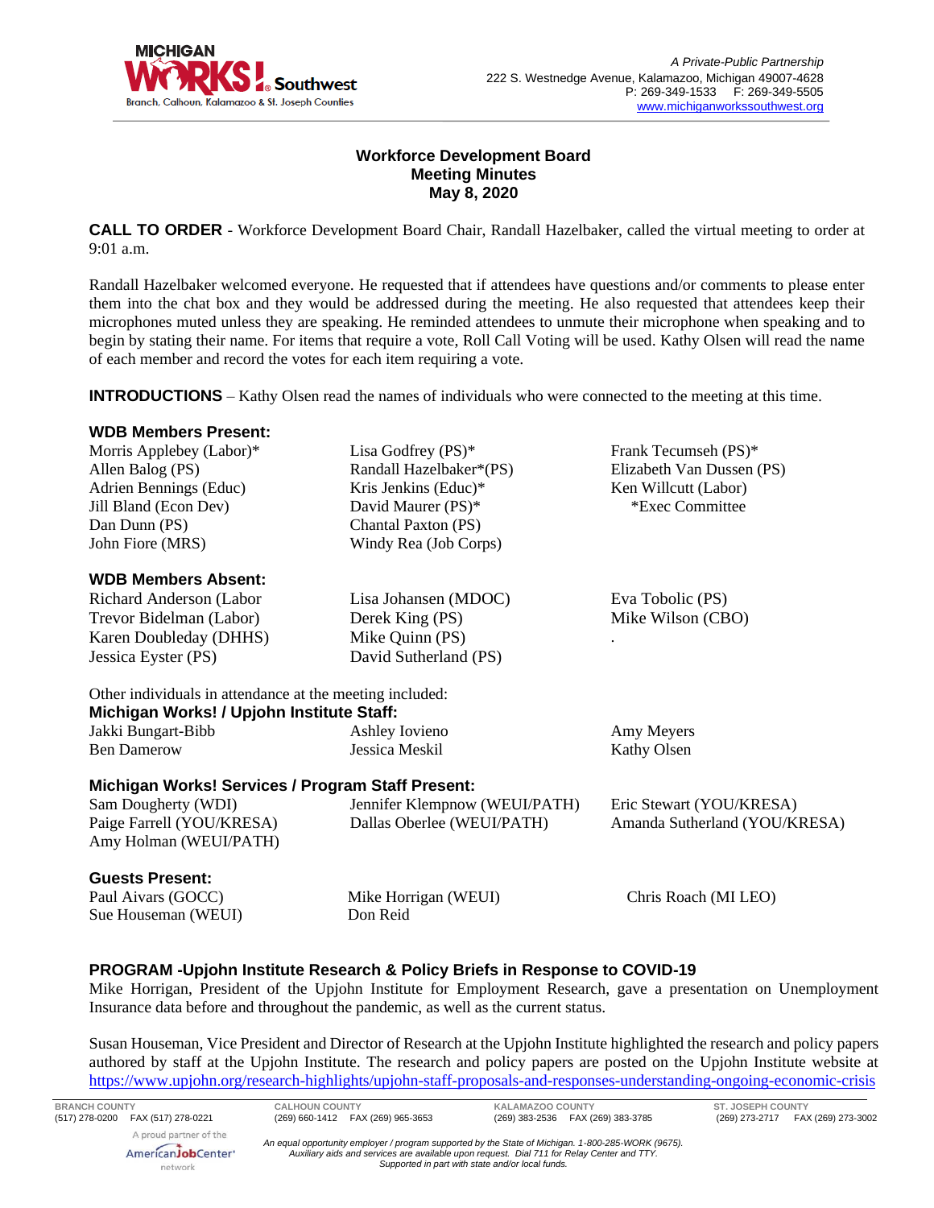**A Private-Public Partnership**
222 S. Westnedge Avenue, Kalamazoo, Michigan 49007-4628
P: 269-349-1533 F: 269-349-5505
www.michiganworkssouthwest.org

# Workforce Development Board
## Meeting Minutes
## May 8, 2020

**CALL TO ORDER** - Workforce Development Board Chair, Randall Hazelbaker, called the virtual meeting to order at 9:01 a.m.

Randall Hazelbaker welcomed everyone. He requested that if attendees have questions and/or comments to please enter them into the chat box and they would be addressed during the meeting. He also requested that attendees keep their microphones muted unless they are speaking. He reminded attendees to unmute their microphone when speaking and to begin by stating their name. For items that require a vote, Roll Call Voting will be used. Kathy Olsen will read the name of each member and record the votes for each item requiring a vote.

**INTRODUCTIONS** – Kathy Olsen read the names of individuals who were connected to the meeting at this time.

**WDB Members Present:**

Morris Applebey (Labor)*
Allen Balog (PS)
Adrien Bennings (Educ)
Jill Bland (Econ Dev)
Dan Dunn (PS)
John Fiore (MRS)
Lisa Godfrey (PS)*
Randall Hazelbaker*(PS)
Kris Jenkins (Educ)*
David Maurer (PS)*
Chantal Paxton (PS)
Windy Rea (Job Corps)
Frank Tecumseh (PS)*
Elizabeth Van Dussen (PS)
Ken Willcutt (Labor)
*Exec Committee

**WDB Members Absent:**

Richard Anderson (Labor
Trevor Bidelman (Labor)
Karen Doubleday (DHHS)
Jessica Eyster (PS)
Lisa Johansen (MDOC)
Derek King (PS)
Mike Quinn (PS)
David Sutherland (PS)
Eva Tobolic (PS)
Mike Wilson (CBO)

Other individuals in attendance at the meeting included:

**Michigan Works! / Upjohn Institute Staff:**

Jakki Bungart-Bibb
Ben Damerow
Ashley Iovieno
Jessica Meskil
Amy Meyers
Kathy Olsen

**Michigan Works! Services / Program Staff Present:**

Sam Dougherty (WDI)
Paige Farrell (YOU/KRESA)
Amy Holman (WEUI/PATH)
Jennifer Klempnow (WEUI/PATH)
Dallas Oberlee (WEUI/PATH)
Eric Stewart (YOU/KRESA)
Amanda Sutherland (YOU/KRESA)

**Guests Present:**

Paul Aivars (GOCC)
Sue Houseman (WEUI)
Mike Horrigan (WEUI)
Don Reid
Chris Roach (MI LEO)

**PROGRAM -Upjohn Institute Research & Policy Briefs in Response to COVID-19**

Mike Horrigan, President of the Upjohn Institute for Employment Research, gave a presentation on Unemployment Insurance data before and throughout the pandemic, as well as the current status.

Susan Houseman, Vice President and Director of Research at the Upjohn Institute highlighted the research and policy papers authored by staff at the Upjohn Institute. The research and policy papers are posted on the Upjohn Institute website at https://www.upjohn.org/research-highlights/upjohn-staff-proposals-and-responses-understanding-ongoing-economic-crisis

BRANCH COUNTY (517) 278-0200 FAX (517) 278-0221 | CALHOUN COUNTY (269) 660-1412 FAX (269) 965-3653 | KALAMAZOO COUNTY (269) 383-2536 FAX (269) 383-3785 | ST. JOSEPH COUNTY (269) 273-2717 FAX (269) 273-3002

A proud partner of the AmericanJobCenter network

*An equal opportunity employer / program supported by the State of Michigan. 1-800-285-WORK (9675). Auxiliary aids and services are available upon request. Dial 711 for Relay Center and TTY. Supported in part with state and/or local funds.*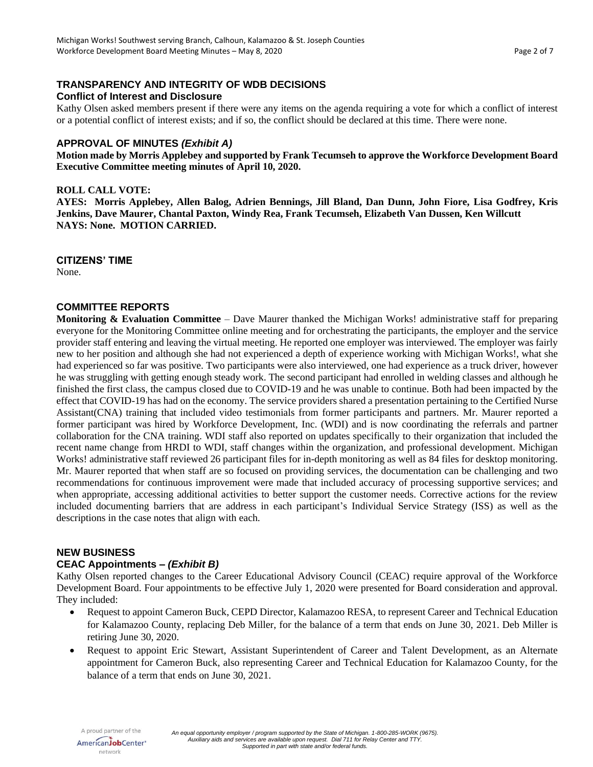## TRANSPARENCY AND INTEGRITY OF WDB DECISIONS

### Conflict of Interest and Disclosure

Kathy Olsen asked members present if there were any items on the agenda requiring a vote for which a conflict of interest or a potential conflict of interest exists; and if so, the conflict should be declared at this time. There were none.

## APPROVAL OF MINUTES *(Exhibit A)*

**Motion made by Morris Applebey and supported by Frank Tecumseh to approve the Workforce Development Board Executive Committee meeting minutes of April 10, 2020.**

**ROLL CALL VOTE:**
**AYES: Morris Applebey, Allen Balog, Adrien Bennings, Jill Bland, Dan Dunn, John Fiore, Lisa Godfrey, Kris Jenkins, Dave Maurer, Chantal Paxton, Windy Rea, Frank Tecumseh, Elizabeth Van Dussen, Ken Willcutt**
**NAYS: None. MOTION CARRIED.**

## CITIZENS' TIME

None.

## COMMITTEE REPORTS

**Monitoring & Evaluation Committee** – Dave Maurer thanked the Michigan Works! administrative staff for preparing everyone for the Monitoring Committee online meeting and for orchestrating the participants, the employer and the service provider staff entering and leaving the virtual meeting. He reported one employer was interviewed. The employer was fairly new to her position and although she had not experienced a depth of experience working with Michigan Works!, what she had experienced so far was positive. Two participants were also interviewed, one had experience as a truck driver, however he was struggling with getting enough steady work. The second participant had enrolled in welding classes and although he finished the first class, the campus closed due to COVID-19 and he was unable to continue. Both had been impacted by the effect that COVID-19 has had on the economy. The service providers shared a presentation pertaining to the Certified Nurse Assistant(CNA) training that included video testimonials from former participants and partners. Mr. Maurer reported a former participant was hired by Workforce Development, Inc. (WDI) and is now coordinating the referrals and partner collaboration for the CNA training. WDI staff also reported on updates specifically to their organization that included the recent name change from HRDI to WDI, staff changes within the organization, and professional development. Michigan Works! administrative staff reviewed 26 participant files for in-depth monitoring as well as 84 files for desktop monitoring. Mr. Maurer reported that when staff are so focused on providing services, the documentation can be challenging and two recommendations for continuous improvement were made that included accuracy of processing supportive services; and when appropriate, accessing additional activities to better support the customer needs. Corrective actions for the review included documenting barriers that are address in each participant's Individual Service Strategy (ISS) as well as the descriptions in the case notes that align with each.

## NEW BUSINESS

### CEAC Appointments – *(Exhibit B)*

Kathy Olsen reported changes to the Career Educational Advisory Council (CEAC) require approval of the Workforce Development Board. Four appointments to be effective July 1, 2020 were presented for Board consideration and approval. They included:

- Request to appoint Cameron Buck, CEPD Director, Kalamazoo RESA, to represent Career and Technical Education for Kalamazoo County, replacing Deb Miller, for the balance of a term that ends on June 30, 2021. Deb Miller is retiring June 30, 2020.
- Request to appoint Eric Stewart, Assistant Superintendent of Career and Talent Development, as an Alternate appointment for Cameron Buck, also representing Career and Technical Education for Kalamazoo County, for the balance of a term that ends on June 30, 2021.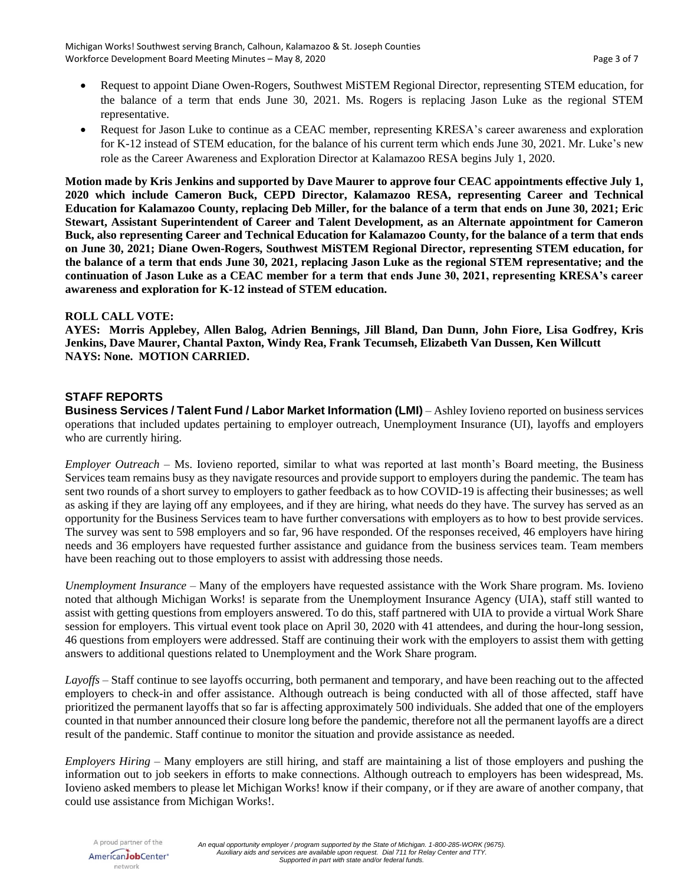- Request to appoint Diane Owen-Rogers, Southwest MiSTEM Regional Director, representing STEM education, for the balance of a term that ends June 30, 2021. Ms. Rogers is replacing Jason Luke as the regional STEM representative.
- Request for Jason Luke to continue as a CEAC member, representing KRESA's career awareness and exploration for K-12 instead of STEM education, for the balance of his current term which ends June 30, 2021. Mr. Luke's new role as the Career Awareness and Exploration Director at Kalamazoo RESA begins July 1, 2020.

**Motion made by Kris Jenkins and supported by Dave Maurer to approve four CEAC appointments effective July 1, 2020 which include Cameron Buck, CEPD Director, Kalamazoo RESA, representing Career and Technical Education for Kalamazoo County, replacing Deb Miller, for the balance of a term that ends on June 30, 2021; Eric Stewart, Assistant Superintendent of Career and Talent Development, as an Alternate appointment for Cameron Buck, also representing Career and Technical Education for Kalamazoo County, for the balance of a term that ends on June 30, 2021; Diane Owen-Rogers, Southwest MiSTEM Regional Director, representing STEM education, for the balance of a term that ends June 30, 2021, replacing Jason Luke as the regional STEM representative; and the continuation of Jason Luke as a CEAC member for a term that ends June 30, 2021, representing KRESA's career awareness and exploration for K-12 instead of STEM education.**

**ROLL CALL VOTE:**
**AYES: Morris Applebey, Allen Balog, Adrien Bennings, Jill Bland, Dan Dunn, John Fiore, Lisa Godfrey, Kris Jenkins, Dave Maurer, Chantal Paxton, Windy Rea, Frank Tecumseh, Elizabeth Van Dussen, Ken Willcutt**
**NAYS: None. MOTION CARRIED.**

## STAFF REPORTS

**Business Services / Talent Fund / Labor Market Information (LMI)** – Ashley Iovieno reported on business services operations that included updates pertaining to employer outreach, Unemployment Insurance (UI), layoffs and employers who are currently hiring.

*Employer Outreach* – Ms. Iovieno reported, similar to what was reported at last month's Board meeting, the Business Services team remains busy as they navigate resources and provide support to employers during the pandemic. The team has sent two rounds of a short survey to employers to gather feedback as to how COVID-19 is affecting their businesses; as well as asking if they are laying off any employees, and if they are hiring, what needs do they have. The survey has served as an opportunity for the Business Services team to have further conversations with employers as to how to best provide services. The survey was sent to 598 employers and so far, 96 have responded. Of the responses received, 46 employers have hiring needs and 36 employers have requested further assistance and guidance from the business services team. Team members have been reaching out to those employers to assist with addressing those needs.

*Unemployment Insurance* – Many of the employers have requested assistance with the Work Share program. Ms. Iovieno noted that although Michigan Works! is separate from the Unemployment Insurance Agency (UIA), staff still wanted to assist with getting questions from employers answered. To do this, staff partnered with UIA to provide a virtual Work Share session for employers. This virtual event took place on April 30, 2020 with 41 attendees, and during the hour-long session, 46 questions from employers were addressed. Staff are continuing their work with the employers to assist them with getting answers to additional questions related to Unemployment and the Work Share program.

*Layoffs* – Staff continue to see layoffs occurring, both permanent and temporary, and have been reaching out to the affected employers to check-in and offer assistance. Although outreach is being conducted with all of those affected, staff have prioritized the permanent layoffs that so far is affecting approximately 500 individuals. She added that one of the employers counted in that number announced their closure long before the pandemic, therefore not all the permanent layoffs are a direct result of the pandemic. Staff continue to monitor the situation and provide assistance as needed.

*Employers Hiring* – Many employers are still hiring, and staff are maintaining a list of those employers and pushing the information out to job seekers in efforts to make connections. Although outreach to employers has been widespread, Ms. Iovieno asked members to please let Michigan Works! know if their company, or if they are aware of another company, that could use assistance from Michigan Works!.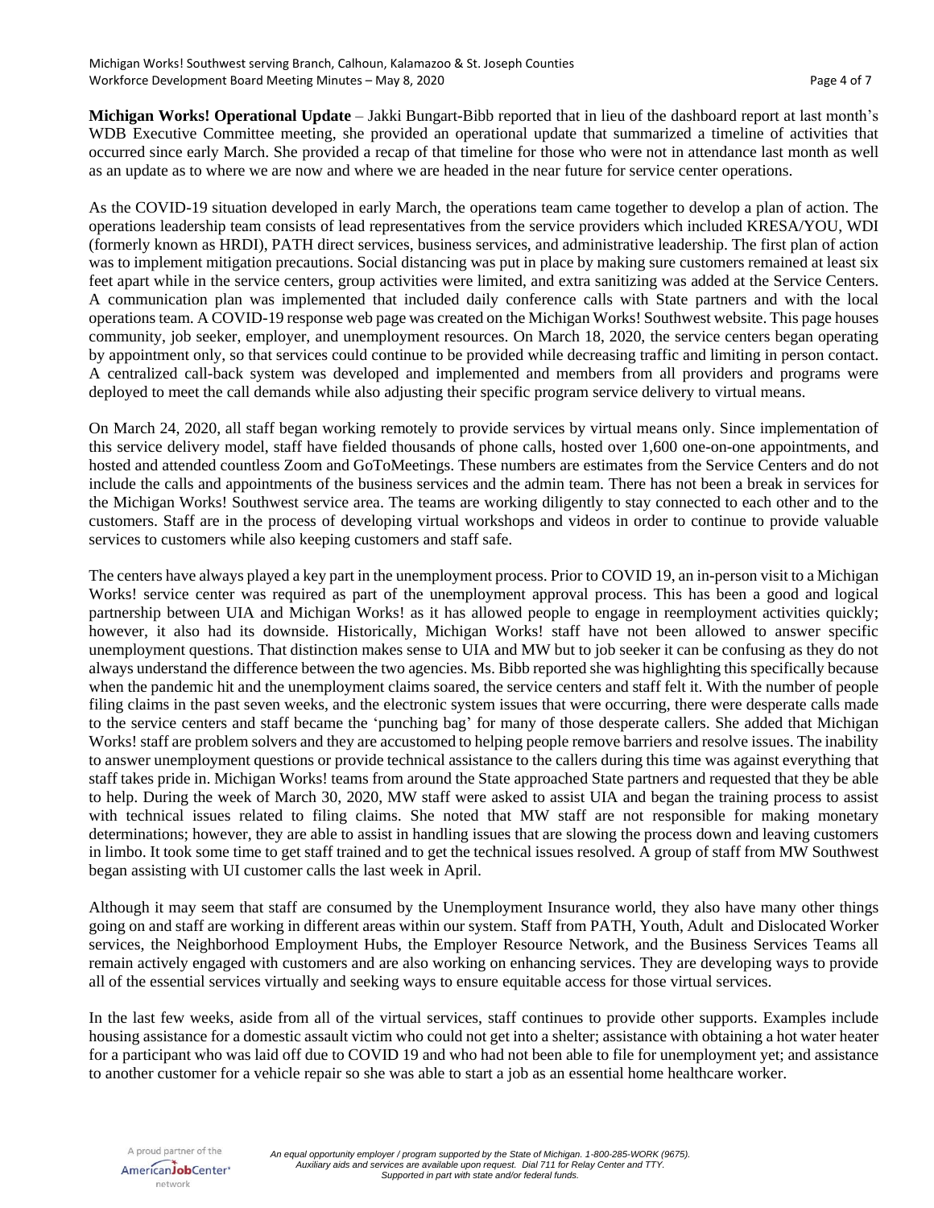**Michigan Works! Operational Update** – Jakki Bungart-Bibb reported that in lieu of the dashboard report at last month's WDB Executive Committee meeting, she provided an operational update that summarized a timeline of activities that occurred since early March. She provided a recap of that timeline for those who were not in attendance last month as well as an update as to where we are now and where we are headed in the near future for service center operations.

As the COVID-19 situation developed in early March, the operations team came together to develop a plan of action. The operations leadership team consists of lead representatives from the service providers which included KRESA/YOU, WDI (formerly known as HRDI), PATH direct services, business services, and administrative leadership. The first plan of action was to implement mitigation precautions. Social distancing was put in place by making sure customers remained at least six feet apart while in the service centers, group activities were limited, and extra sanitizing was added at the Service Centers. A communication plan was implemented that included daily conference calls with State partners and with the local operations team. A COVID-19 response web page was created on the Michigan Works! Southwest website. This page houses community, job seeker, employer, and unemployment resources. On March 18, 2020, the service centers began operating by appointment only, so that services could continue to be provided while decreasing traffic and limiting in person contact. A centralized call-back system was developed and implemented and members from all providers and programs were deployed to meet the call demands while also adjusting their specific program service delivery to virtual means.

On March 24, 2020, all staff began working remotely to provide services by virtual means only. Since implementation of this service delivery model, staff have fielded thousands of phone calls, hosted over 1,600 one-on-one appointments, and hosted and attended countless Zoom and GoToMeetings. These numbers are estimates from the Service Centers and do not include the calls and appointments of the business services and the admin team. There has not been a break in services for the Michigan Works! Southwest service area. The teams are working diligently to stay connected to each other and to the customers. Staff are in the process of developing virtual workshops and videos in order to continue to provide valuable services to customers while also keeping customers and staff safe.

The centers have always played a key part in the unemployment process. Prior to COVID 19, an in-person visit to a Michigan Works! service center was required as part of the unemployment approval process. This has been a good and logical partnership between UIA and Michigan Works! as it has allowed people to engage in reemployment activities quickly; however, it also had its downside. Historically, Michigan Works! staff have not been allowed to answer specific unemployment questions. That distinction makes sense to UIA and MW but to job seeker it can be confusing as they do not always understand the difference between the two agencies. Ms. Bibb reported she was highlighting this specifically because when the pandemic hit and the unemployment claims soared, the service centers and staff felt it. With the number of people filing claims in the past seven weeks, and the electronic system issues that were occurring, there were desperate calls made to the service centers and staff became the 'punching bag' for many of those desperate callers. She added that Michigan Works! staff are problem solvers and they are accustomed to helping people remove barriers and resolve issues. The inability to answer unemployment questions or provide technical assistance to the callers during this time was against everything that staff takes pride in. Michigan Works! teams from around the State approached State partners and requested that they be able to help. During the week of March 30, 2020, MW staff were asked to assist UIA and began the training process to assist with technical issues related to filing claims. She noted that MW staff are not responsible for making monetary determinations; however, they are able to assist in handling issues that are slowing the process down and leaving customers in limbo. It took some time to get staff trained and to get the technical issues resolved. A group of staff from MW Southwest began assisting with UI customer calls the last week in April.

Although it may seem that staff are consumed by the Unemployment Insurance world, they also have many other things going on and staff are working in different areas within our system. Staff from PATH, Youth, Adult and Dislocated Worker services, the Neighborhood Employment Hubs, the Employer Resource Network, and the Business Services Teams all remain actively engaged with customers and are also working on enhancing services. They are developing ways to provide all of the essential services virtually and seeking ways to ensure equitable access for those virtual services.

In the last few weeks, aside from all of the virtual services, staff continues to provide other supports. Examples include housing assistance for a domestic assault victim who could not get into a shelter; assistance with obtaining a hot water heater for a participant who was laid off due to COVID 19 and who had not been able to file for unemployment yet; and assistance to another customer for a vehicle repair so she was able to start a job as an essential home healthcare worker.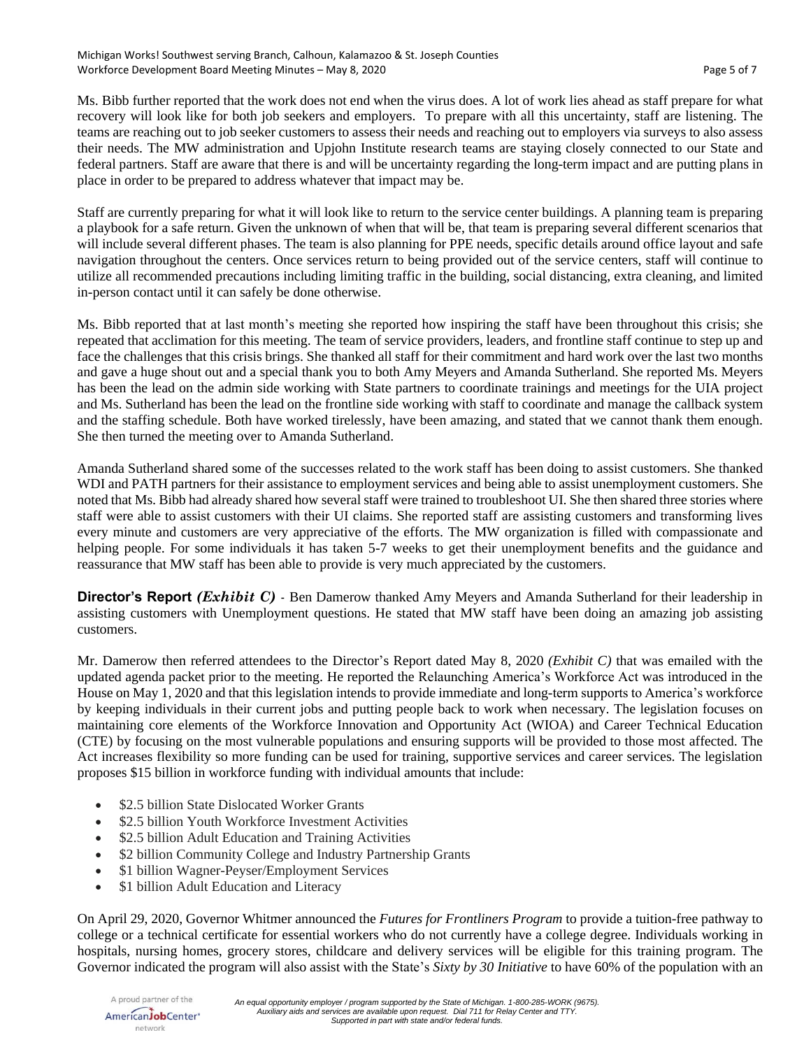Ms. Bibb further reported that the work does not end when the virus does. A lot of work lies ahead as staff prepare for what recovery will look like for both job seekers and employers. To prepare with all this uncertainty, staff are listening. The teams are reaching out to job seeker customers to assess their needs and reaching out to employers via surveys to also assess their needs. The MW administration and Upjohn Institute research teams are staying closely connected to our State and federal partners. Staff are aware that there is and will be uncertainty regarding the long-term impact and are putting plans in place in order to be prepared to address whatever that impact may be.

Staff are currently preparing for what it will look like to return to the service center buildings. A planning team is preparing a playbook for a safe return. Given the unknown of when that will be, that team is preparing several different scenarios that will include several different phases. The team is also planning for PPE needs, specific details around office layout and safe navigation throughout the centers. Once services return to being provided out of the service centers, staff will continue to utilize all recommended precautions including limiting traffic in the building, social distancing, extra cleaning, and limited in-person contact until it can safely be done otherwise.

Ms. Bibb reported that at last month's meeting she reported how inspiring the staff have been throughout this crisis; she repeated that acclimation for this meeting. The team of service providers, leaders, and frontline staff continue to step up and face the challenges that this crisis brings. She thanked all staff for their commitment and hard work over the last two months and gave a huge shout out and a special thank you to both Amy Meyers and Amanda Sutherland. She reported Ms. Meyers has been the lead on the admin side working with State partners to coordinate trainings and meetings for the UIA project and Ms. Sutherland has been the lead on the frontline side working with staff to coordinate and manage the callback system and the staffing schedule. Both have worked tirelessly, have been amazing, and stated that we cannot thank them enough. She then turned the meeting over to Amanda Sutherland.

Amanda Sutherland shared some of the successes related to the work staff has been doing to assist customers. She thanked WDI and PATH partners for their assistance to employment services and being able to assist unemployment customers. She noted that Ms. Bibb had already shared how several staff were trained to troubleshoot UI. She then shared three stories where staff were able to assist customers with their UI claims. She reported staff are assisting customers and transforming lives every minute and customers are very appreciative of the efforts. The MW organization is filled with compassionate and helping people. For some individuals it has taken 5-7 weeks to get their unemployment benefits and the guidance and reassurance that MW staff has been able to provide is very much appreciated by the customers.

**Director's Report** ***(Exhibit C)*** - Ben Damerow thanked Amy Meyers and Amanda Sutherland for their leadership in assisting customers with Unemployment questions. He stated that MW staff have been doing an amazing job assisting customers.

Mr. Damerow then referred attendees to the Director's Report dated May 8, 2020 *(Exhibit C)* that was emailed with the updated agenda packet prior to the meeting. He reported the Relaunching America's Workforce Act was introduced in the House on May 1, 2020 and that this legislation intends to provide immediate and long-term supports to America's workforce by keeping individuals in their current jobs and putting people back to work when necessary. The legislation focuses on maintaining core elements of the Workforce Innovation and Opportunity Act (WIOA) and Career Technical Education (CTE) by focusing on the most vulnerable populations and ensuring supports will be provided to those most affected. The Act increases flexibility so more funding can be used for training, supportive services and career services. The legislation proposes $15 billion in workforce funding with individual amounts that include:

- $2.5 billion State Dislocated Worker Grants
- $2.5 billion Youth Workforce Investment Activities
- $2.5 billion Adult Education and Training Activities
- $2 billion Community College and Industry Partnership Grants
- $1 billion Wagner-Peyser/Employment Services
- $1 billion Adult Education and Literacy

On April 29, 2020, Governor Whitmer announced the *Futures for Frontliners Program* to provide a tuition-free pathway to college or a technical certificate for essential workers who do not currently have a college degree. Individuals working in hospitals, nursing homes, grocery stores, childcare and delivery services will be eligible for this training program. The Governor indicated the program will also assist with the State's *Sixty by 30 Initiative* to have 60% of the population with an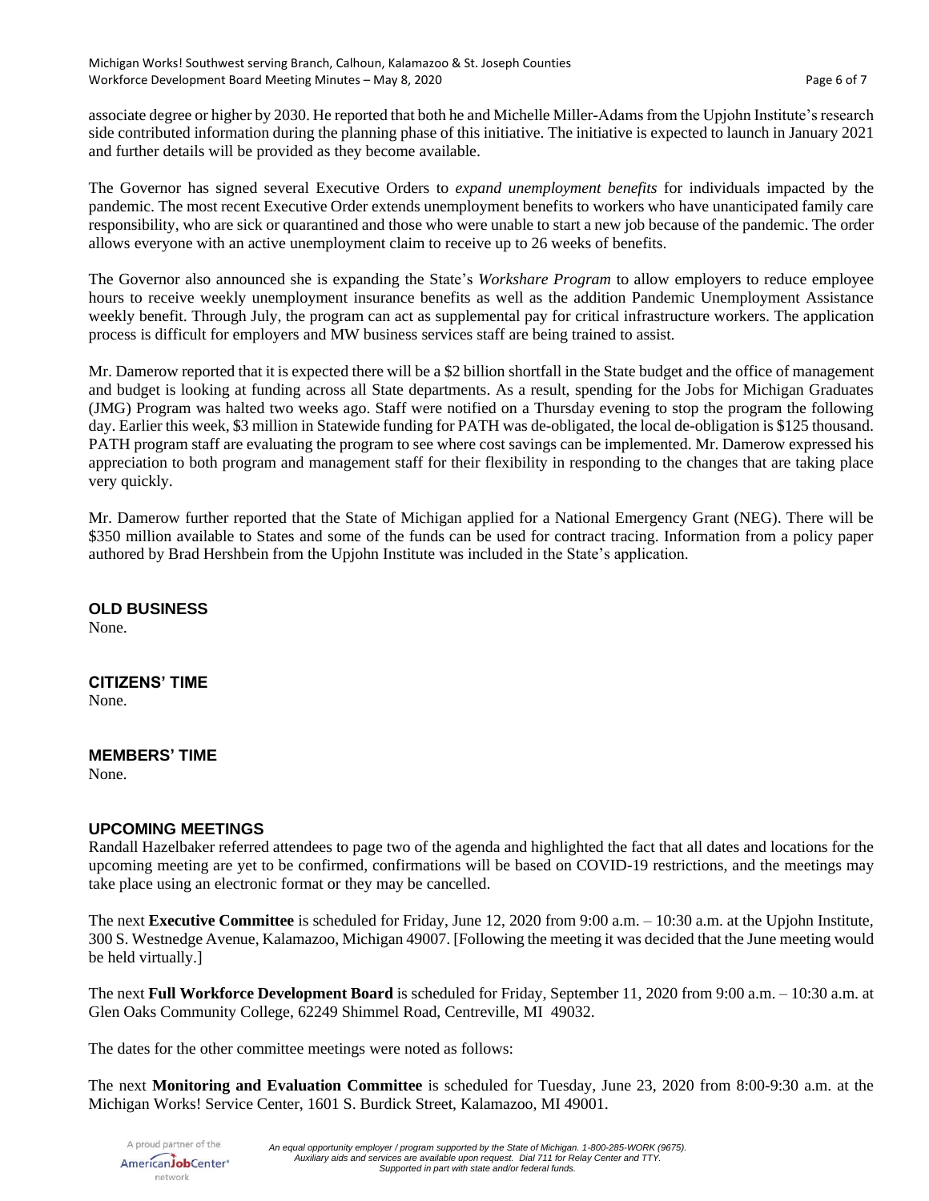associate degree or higher by 2030. He reported that both he and Michelle Miller-Adams from the Upjohn Institute's research side contributed information during the planning phase of this initiative. The initiative is expected to launch in January 2021 and further details will be provided as they become available.

The Governor has signed several Executive Orders to *expand unemployment benefits* for individuals impacted by the pandemic. The most recent Executive Order extends unemployment benefits to workers who have unanticipated family care responsibility, who are sick or quarantined and those who were unable to start a new job because of the pandemic. The order allows everyone with an active unemployment claim to receive up to 26 weeks of benefits.

The Governor also announced she is expanding the State's *Workshare Program* to allow employers to reduce employee hours to receive weekly unemployment insurance benefits as well as the addition Pandemic Unemployment Assistance weekly benefit. Through July, the program can act as supplemental pay for critical infrastructure workers. The application process is difficult for employers and MW business services staff are being trained to assist.

Mr. Damerow reported that it is expected there will be a $2 billion shortfall in the State budget and the office of management and budget is looking at funding across all State departments. As a result, spending for the Jobs for Michigan Graduates (JMG) Program was halted two weeks ago. Staff were notified on a Thursday evening to stop the program the following day. Earlier this week, $3 million in Statewide funding for PATH was de-obligated, the local de-obligation is $125 thousand. PATH program staff are evaluating the program to see where cost savings can be implemented. Mr. Damerow expressed his appreciation to both program and management staff for their flexibility in responding to the changes that are taking place very quickly.

Mr. Damerow further reported that the State of Michigan applied for a National Emergency Grant (NEG). There will be $350 million available to States and some of the funds can be used for contract tracing. Information from a policy paper authored by Brad Hershbein from the Upjohn Institute was included in the State's application.

## OLD BUSINESS

None.

## CITIZENS' TIME

None.

## MEMBERS' TIME

None.

## UPCOMING MEETINGS

Randall Hazelbaker referred attendees to page two of the agenda and highlighted the fact that all dates and locations for the upcoming meeting are yet to be confirmed, confirmations will be based on COVID-19 restrictions, and the meetings may take place using an electronic format or they may be cancelled.

The next **Executive Committee** is scheduled for Friday, June 12, 2020 from 9:00 a.m. – 10:30 a.m. at the Upjohn Institute, 300 S. Westnedge Avenue, Kalamazoo, Michigan 49007. [Following the meeting it was decided that the June meeting would be held virtually.]

The next **Full Workforce Development Board** is scheduled for Friday, September 11, 2020 from 9:00 a.m. – 10:30 a.m. at Glen Oaks Community College, 62249 Shimmel Road, Centreville, MI 49032.

The dates for the other committee meetings were noted as follows:

The next **Monitoring and Evaluation Committee** is scheduled for Tuesday, June 23, 2020 from 8:00-9:30 a.m. at the Michigan Works! Service Center, 1601 S. Burdick Street, Kalamazoo, MI 49001.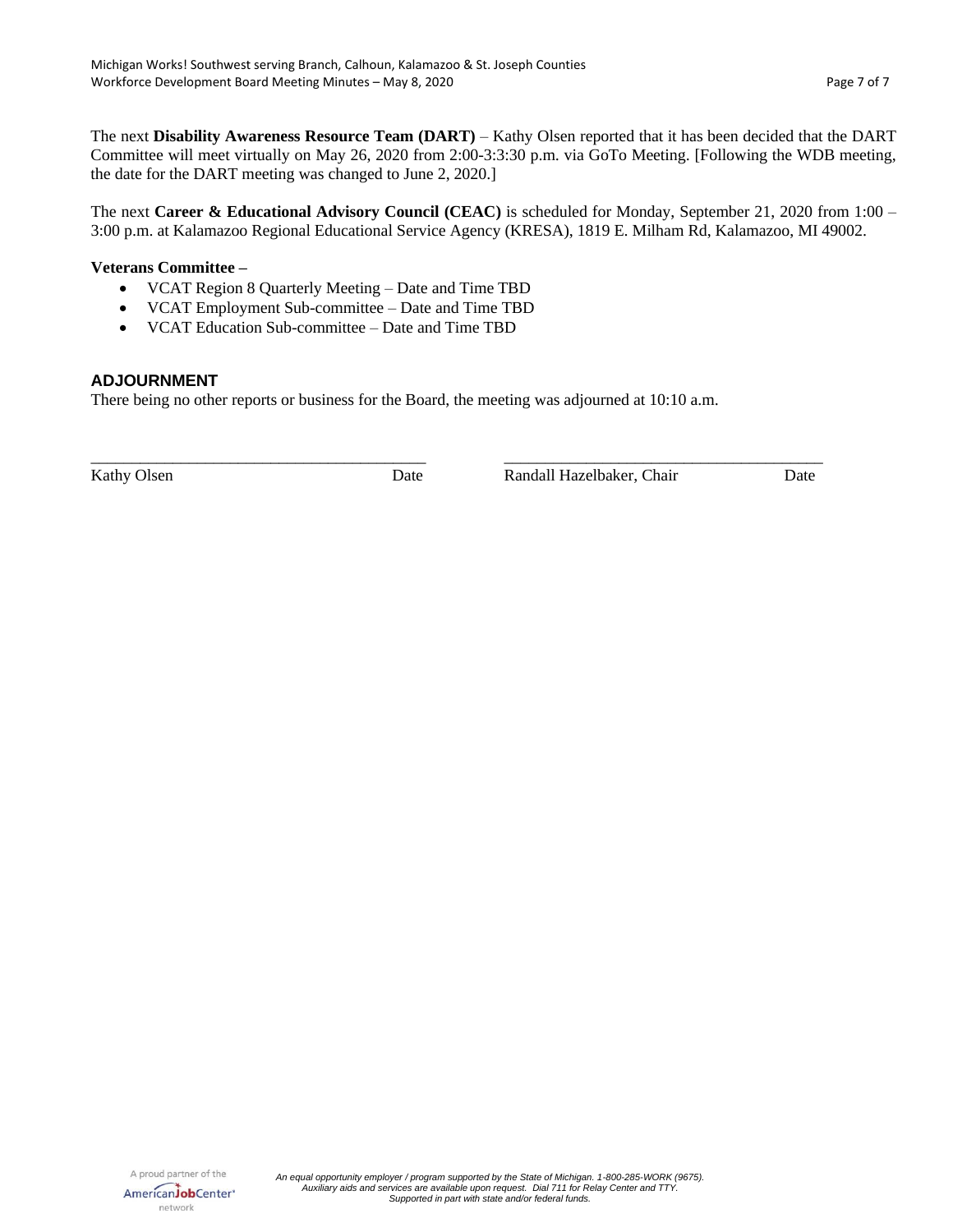The next **Disability Awareness Resource Team (DART)** – Kathy Olsen reported that it has been decided that the DART Committee will meet virtually on May 26, 2020 from 2:00-3:3:30 p.m. via GoTo Meeting. [Following the WDB meeting, the date for the DART meeting was changed to June 2, 2020.]

The next **Career & Educational Advisory Council (CEAC)** is scheduled for Monday, September 21, 2020 from 1:00 – 3:00 p.m. at Kalamazoo Regional Educational Service Agency (KRESA), 1819 E. Milham Rd, Kalamazoo, MI 49002.

**Veterans Committee –**

- VCAT Region 8 Quarterly Meeting – Date and Time TBD
- VCAT Employment Sub-committee – Date and Time TBD
- VCAT Education Sub-committee – Date and Time TBD

## ADJOURNMENT

There being no other reports or business for the Board, the meeting was adjourned at 10:10 a.m.

\_\_\_\_\_\_\_\_\_\_\_\_\_\_\_\_\_\_\_\_\_\_\_\_\_\_\_\_\_\_\_\_\_\_\_\_\_\_\_\_ \_\_\_\_\_\_\_\_\_\_\_\_\_\_\_\_\_\_\_\_\_\_\_\_\_\_\_\_\_\_\_\_\_\_\_\_\_\_\_\_

Kathy Olsen Date Randall Hazelbaker, Chair Date

A proud partner of the AmericanJobCenter network

*An equal opportunity employer / program supported by the State of Michigan. 1-800-285-WORK (9675). Auxiliary aids and services are available upon request. Dial 711 for Relay Center and TTY. Supported in part with state and/or federal funds.*